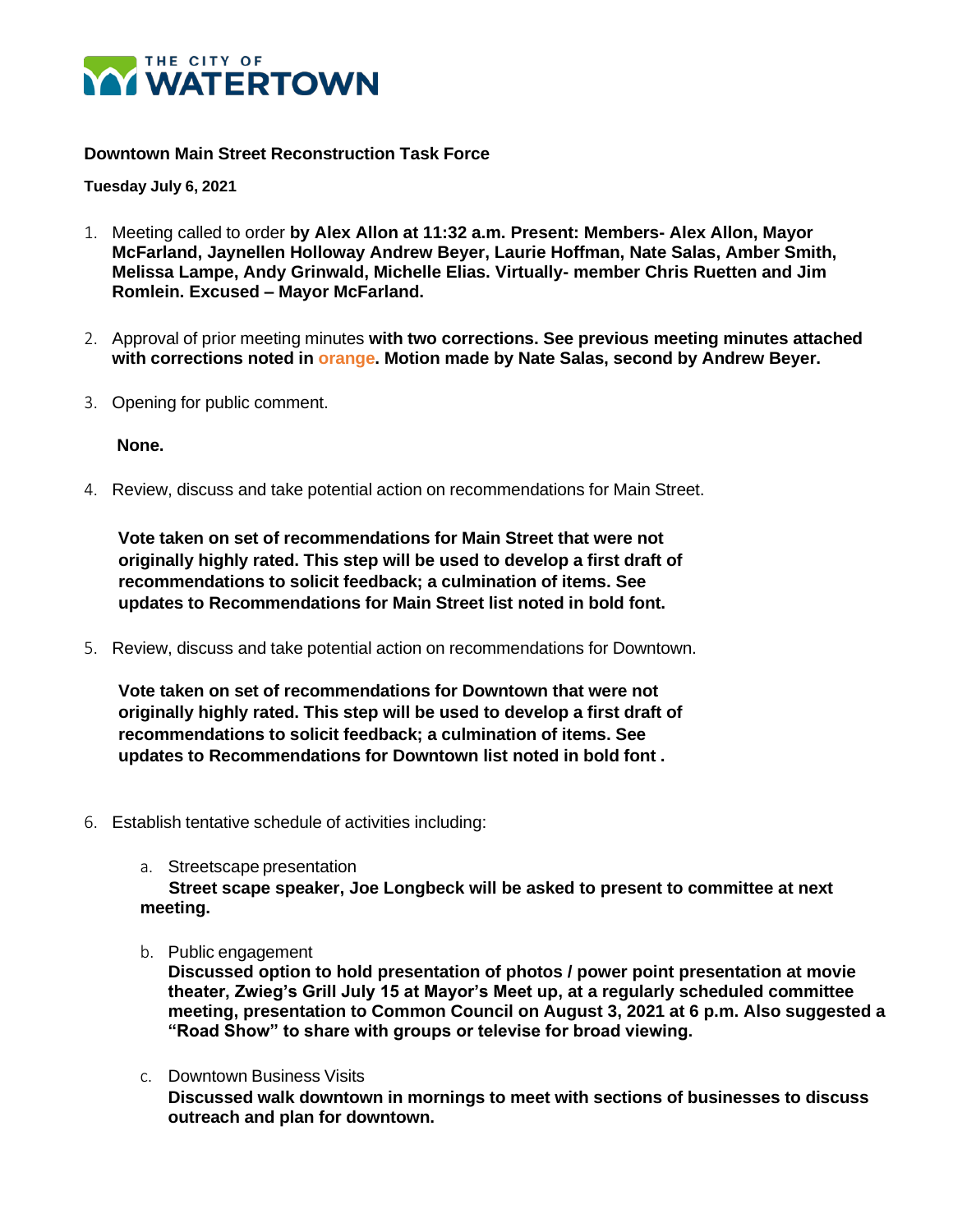THE CITY OF **WATERTOWN**

**Downtown Main Street Reconstruction Task Force**

**Tuesday July 6, 2021**

1. Meeting called to order **by Alex Allon at 11:32 a.m. Present: Members- Alex Allon, Mayor McFarland, Jaynellen Holloway Andrew Beyer, Laurie Hoffman, Nate Salas, Amber Smith, Melissa Lampe, Andy Grinwald, Michelle Elias. Virtually- member Chris Ruetten and Jim Romlein. Excused – Mayor McFarland.**

2. Approval of prior meeting minutes **with two corrections. See previous meeting minutes attached with corrections noted in orange. Motion made by Nate Salas, second by Andrew Beyer.**

3. Opening for public comment.

   **None.**

4. Review, discuss and take potential action on recommendations for Main Street.

   **Vote taken on set of recommendations for Main Street that were not originally highly rated. This step will be used to develop a first draft of recommendations to solicit feedback; a culmination of items. See updates to Recommendations for Main Street list noted in bold font.**

5. Review, discuss and take potential action on recommendations for Downtown.

   **Vote taken on set of recommendations for Downtown that were not originally highly rated. This step will be used to develop a first draft of recommendations to solicit feedback; a culmination of items. See updates to Recommendations for Downtown list noted in bold font .**

6. Establish tentative schedule of activities including:

   a. Streetscape presentation
      **Street scape speaker, Joe Longbeck will be asked to present to committee at next meeting.**

   b. Public engagement
      **Discussed option to hold presentation of photos / power point presentation at movie theater, Zwieg's Grill July 15 at Mayor's Meet up, at a regularly scheduled committee meeting, presentation to Common Council on August 3, 2021 at 6 p.m. Also suggested a "Road Show" to share with groups or televise for broad viewing.**

   c. Downtown Business Visits
      **Discussed walk downtown in mornings to meet with sections of businesses to discuss outreach and plan for downtown.**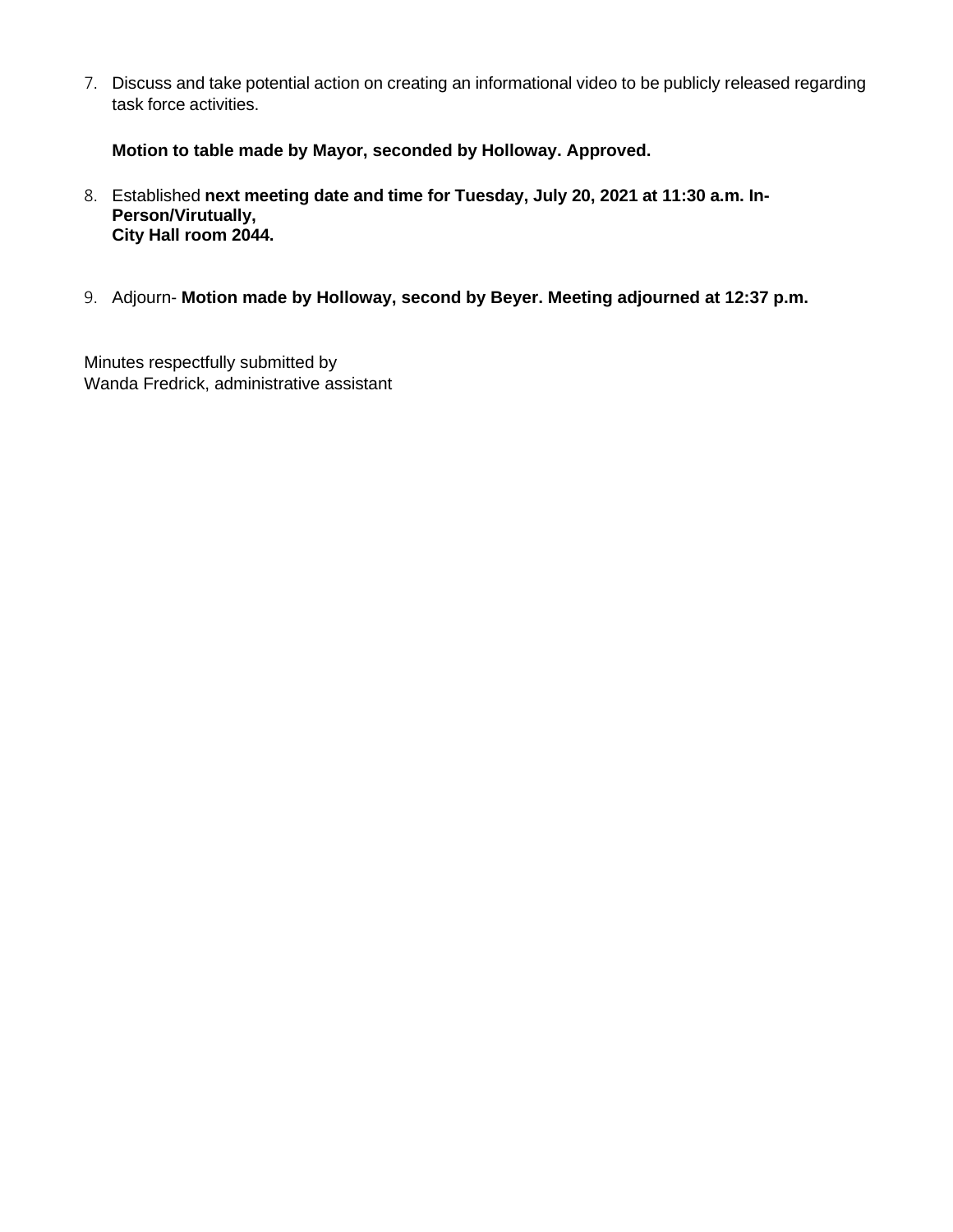7. Discuss and take potential action on creating an informational video to be publicly released regarding task force activities.

   **Motion to table made by Mayor, seconded by Holloway. Approved.**

8. Established **next meeting date and time for Tuesday, July 20, 2021 at 11:30 a.m. In-Person/Virutually, City Hall room 2044.**

9. Adjourn- **Motion made by Holloway, second by Beyer. Meeting adjourned at 12:37 p.m.**

Minutes respectfully submitted by
Wanda Fredrick, administrative assistant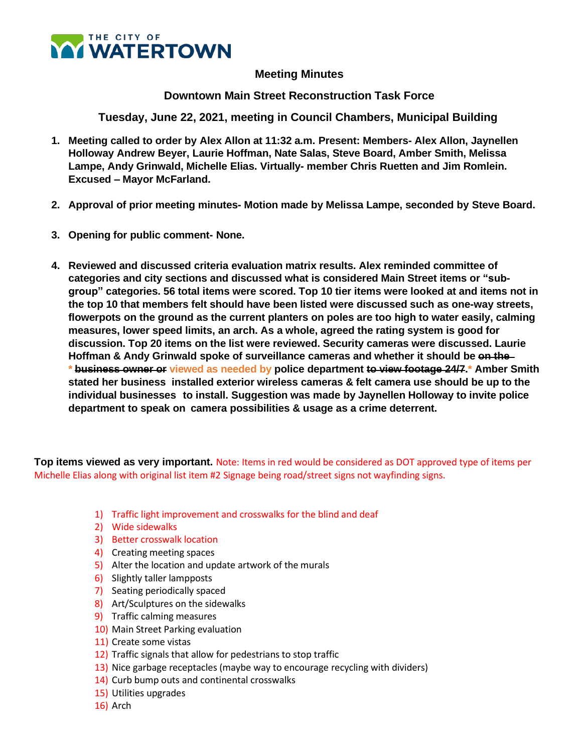THE CITY OF WATERTOWN

# Meeting Minutes

## Downtown Main Street Reconstruction Task Force

### Tuesday, June 22, 2021, meeting in Council Chambers, Municipal Building

1. **Meeting called to order by Alex Allon at 11:32 a.m. Present: Members- Alex Allon, Jaynellen Holloway Andrew Beyer, Laurie Hoffman, Nate Salas, Steve Board, Amber Smith, Melissa Lampe, Andy Grinwald, Michelle Elias. Virtually- member Chris Ruetten and Jim Romlein. Excused – Mayor McFarland.**

2. **Approval of prior meeting minutes- Motion made by Melissa Lampe, seconded by Steve Board.**

3. **Opening for public comment- None.**

4. **Reviewed and discussed criteria evaluation matrix results. Alex reminded committee of categories and city sections and discussed what is considered Main Street items or "sub-group" categories. 56 total items were scored. Top 10 tier items were looked at and items not in the top 10 that members felt should have been listed were discussed such as one-way streets, flowerpots on the ground as the current planters on poles are too high to water easily, calming measures, lower speed limits, an arch. As a whole, agreed the rating system is good for discussion. Top 20 items on the list were reviewed. Security cameras were discussed. Laurie Hoffman & Andy Grinwald spoke of surveillance cameras and whether it should be ~~on the~~ * ~~business owner or~~ viewed as needed by police department ~~to view footage 24/7~~.* Amber Smith stated her business installed exterior wireless cameras & felt camera use should be up to the individual businesses to install. Suggestion was made by Jaynellen Holloway to invite police department to speak on camera possibilities & usage as a crime deterrent.**

**Top items viewed as very important.** Note: Items in red would be considered as DOT approved type of items per Michelle Elias along with original list item #2 Signage being road/street signs not wayfinding signs.

1) Traffic light improvement and crosswalks for the blind and deaf
2) Wide sidewalks
3) Better crosswalk location
4) Creating meeting spaces
5) Alter the location and update artwork of the murals
6) Slightly taller lampposts
7) Seating periodically spaced
8) Art/Sculptures on the sidewalks
9) Traffic calming measures
10) Main Street Parking evaluation
11) Create some vistas
12) Traffic signals that allow for pedestrians to stop traffic
13) Nice garbage receptacles (maybe way to encourage recycling with dividers)
14) Curb bump outs and continental crosswalks
15) Utilities upgrades
16) Arch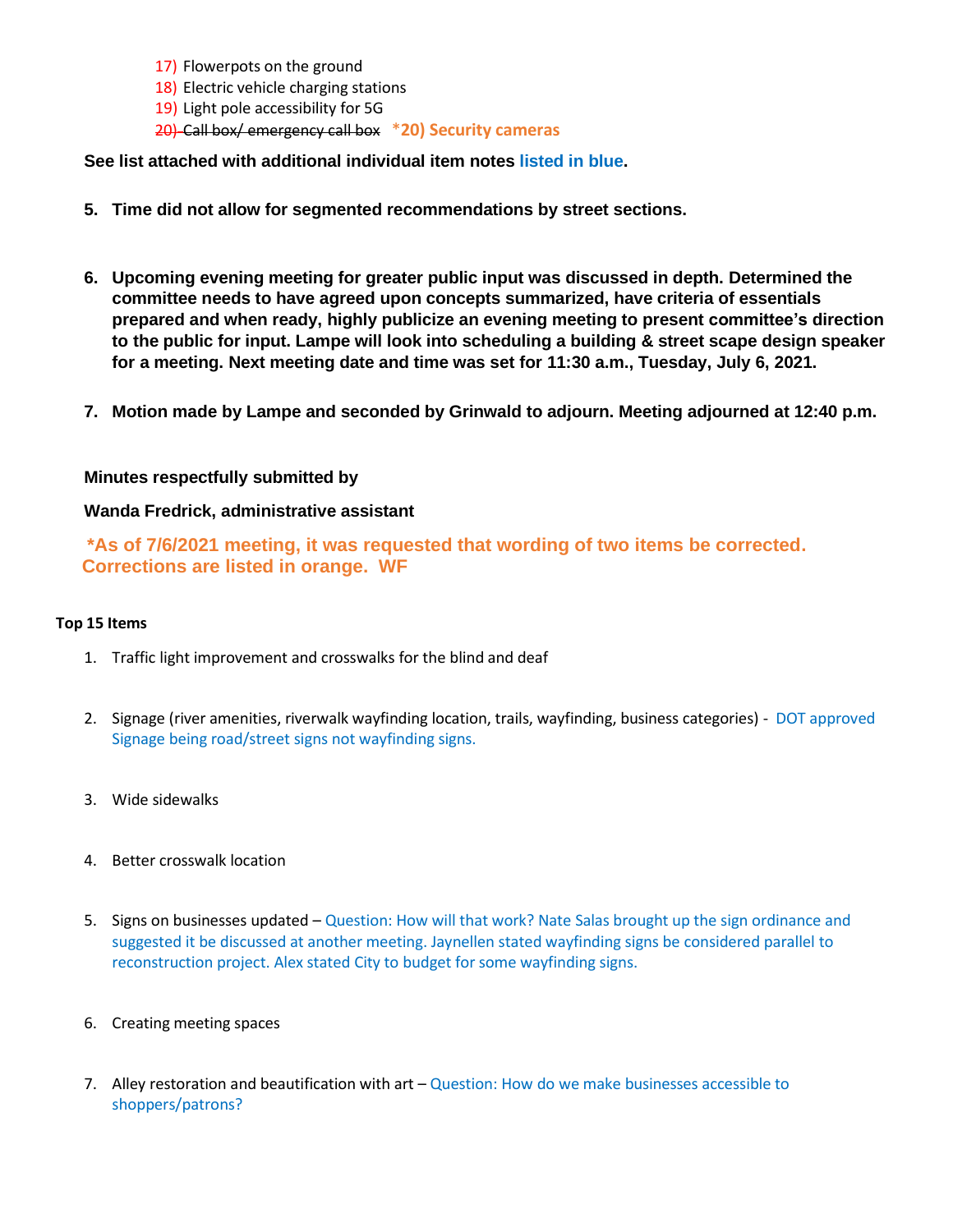17) Flowerpots on the ground
18) Electric vehicle charging stations
19) Light pole accessibility for 5G
20) ~~Call box/ emergency call box~~ *20) Security cameras

**See list attached with additional individual item notes listed in blue.**

5. **Time did not allow for segmented recommendations by street sections.**

6. **Upcoming evening meeting for greater public input was discussed in depth. Determined the committee needs to have agreed upon concepts summarized, have criteria of essentials prepared and when ready, highly publicize an evening meeting to present committee's direction to the public for input. Lampe will look into scheduling a building & street scape design speaker for a meeting. Next meeting date and time was set for 11:30 a.m., Tuesday, July 6, 2021.**

7. **Motion made by Lampe and seconded by Grinwald to adjourn. Meeting adjourned at 12:40 p.m.**

**Minutes respectfully submitted by**

**Wanda Fredrick, administrative assistant**

**\*As of 7/6/2021 meeting, it was requested that wording of two items be corrected. Corrections are listed in orange. WF**

**Top 15 Items**

1. Traffic light improvement and crosswalks for the blind and deaf

2. Signage (river amenities, riverwalk wayfinding location, trails, wayfinding, business categories) - DOT approved Signage being road/street signs not wayfinding signs.

3. Wide sidewalks

4. Better crosswalk location

5. Signs on businesses updated – Question: How will that work? Nate Salas brought up the sign ordinance and suggested it be discussed at another meeting. Jaynellen stated wayfinding signs be considered parallel to reconstruction project. Alex stated City to budget for some wayfinding signs.

6. Creating meeting spaces

7. Alley restoration and beautification with art – Question: How do we make businesses accessible to shoppers/patrons?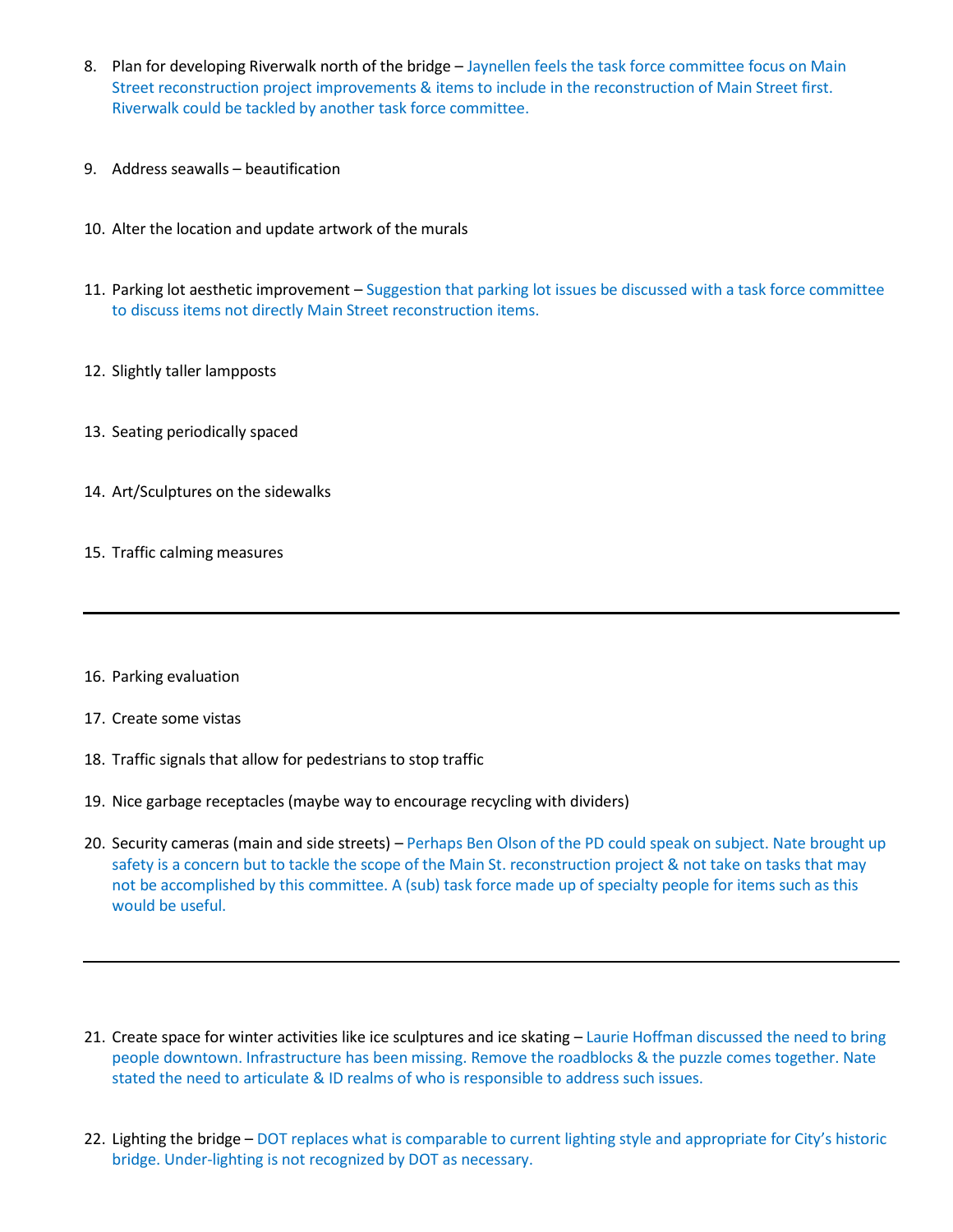8. Plan for developing Riverwalk north of the bridge – Jaynellen feels the task force committee focus on Main Street reconstruction project improvements & items to include in the reconstruction of Main Street first. Riverwalk could be tackled by another task force committee.

9. Address seawalls – beautification

10. Alter the location and update artwork of the murals

11. Parking lot aesthetic improvement – Suggestion that parking lot issues be discussed with a task force committee to discuss items not directly Main Street reconstruction items.

12. Slightly taller lampposts

13. Seating periodically spaced

14. Art/Sculptures on the sidewalks

15. Traffic calming measures

---

16. Parking evaluation

17. Create some vistas

18. Traffic signals that allow for pedestrians to stop traffic

19. Nice garbage receptacles (maybe way to encourage recycling with dividers)

20. Security cameras (main and side streets) – Perhaps Ben Olson of the PD could speak on subject. Nate brought up safety is a concern but to tackle the scope of the Main St. reconstruction project & not take on tasks that may not be accomplished by this committee. A (sub) task force made up of specialty people for items such as this would be useful.

---

21. Create space for winter activities like ice sculptures and ice skating – Laurie Hoffman discussed the need to bring people downtown. Infrastructure has been missing. Remove the roadblocks & the puzzle comes together. Nate stated the need to articulate & ID realms of who is responsible to address such issues.

22. Lighting the bridge – DOT replaces what is comparable to current lighting style and appropriate for City's historic bridge. Under-lighting is not recognized by DOT as necessary.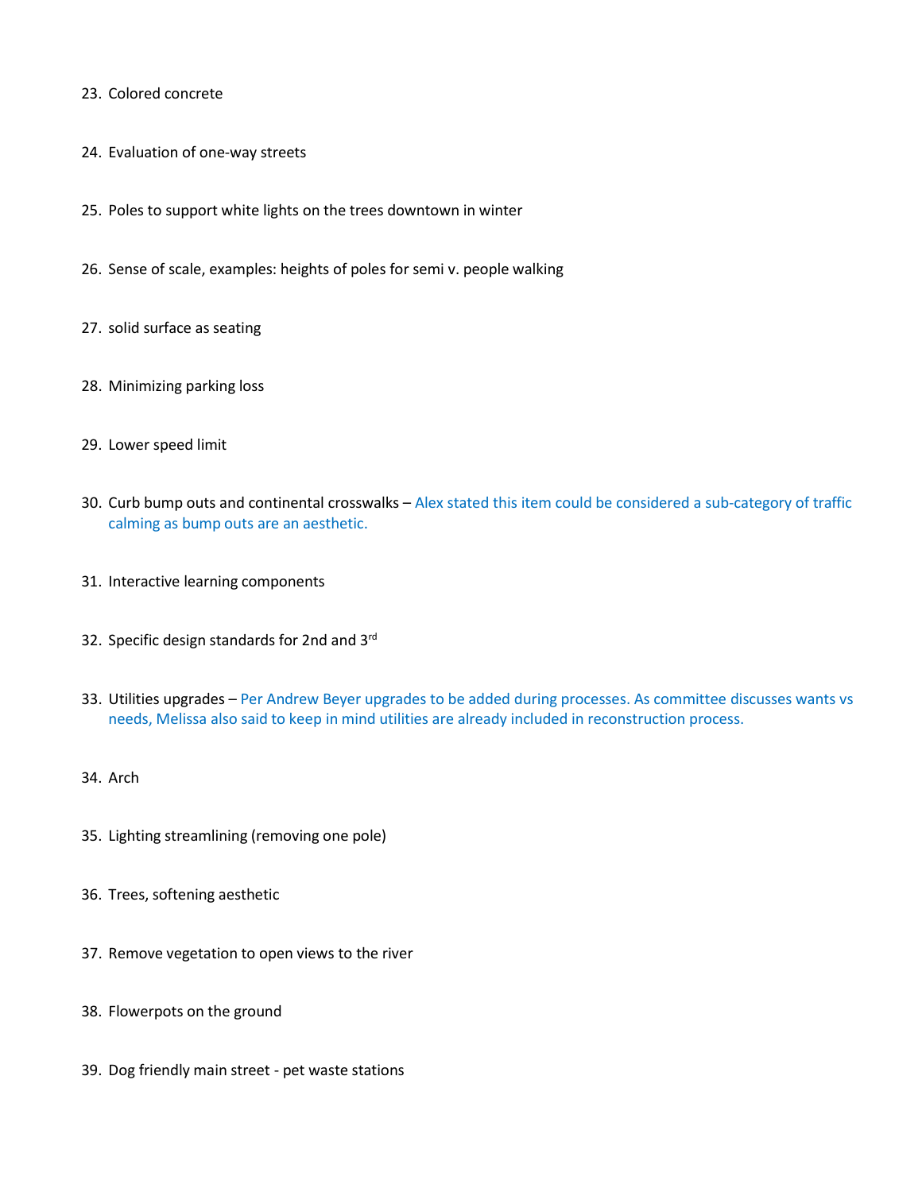23. Colored concrete

24. Evaluation of one-way streets

25. Poles to support white lights on the trees downtown in winter

26. Sense of scale, examples: heights of poles for semi v. people walking

27. solid surface as seating

28. Minimizing parking loss

29. Lower speed limit

30. Curb bump outs and continental crosswalks – Alex stated this item could be considered a sub-category of traffic calming as bump outs are an aesthetic.

31. Interactive learning components

32. Specific design standards for 2nd and 3rd

33. Utilities upgrades – Per Andrew Beyer upgrades to be added during processes. As committee discusses wants vs needs, Melissa also said to keep in mind utilities are already included in reconstruction process.

34. Arch

35. Lighting streamlining (removing one pole)

36. Trees, softening aesthetic

37. Remove vegetation to open views to the river

38. Flowerpots on the ground

39. Dog friendly main street - pet waste stations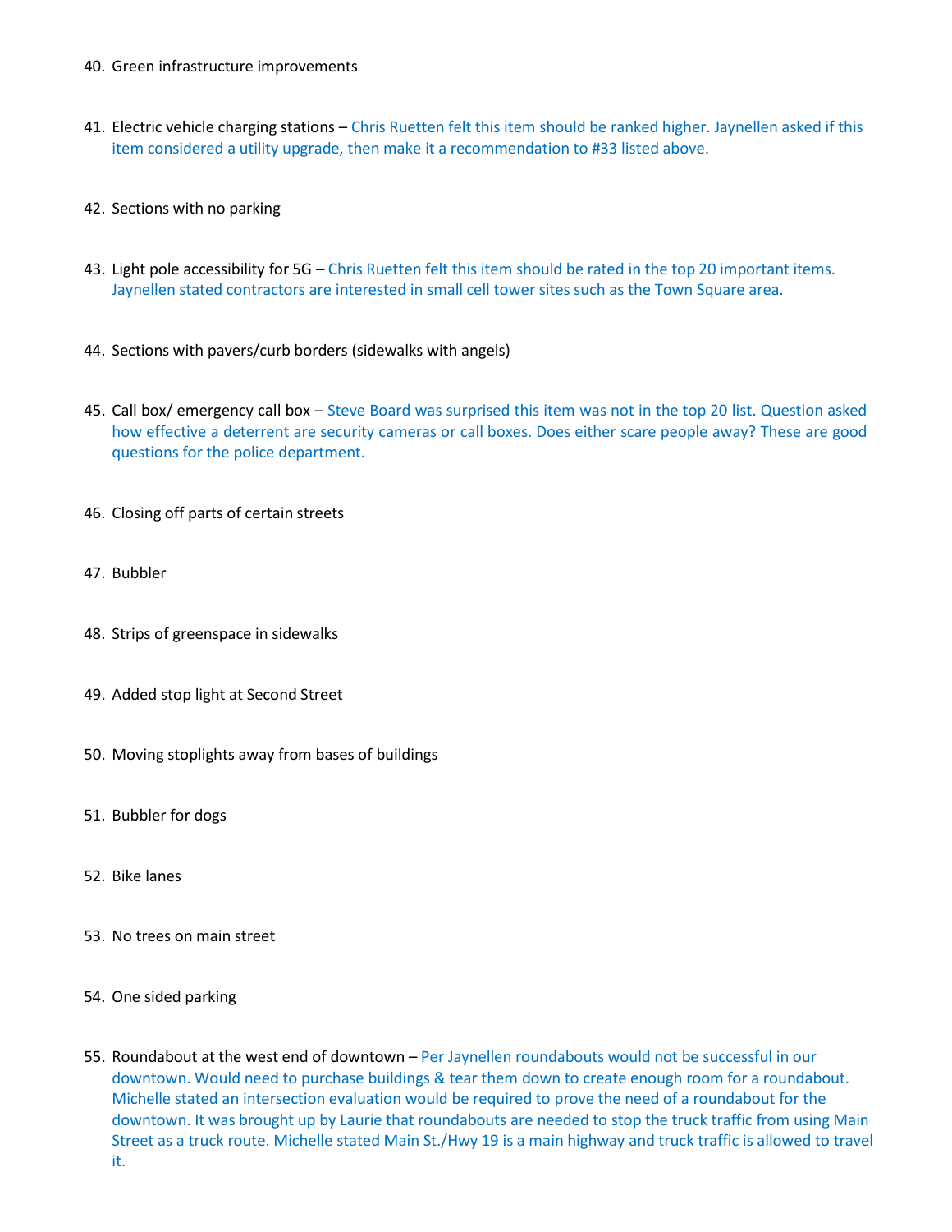40. Green infrastructure improvements

41. Electric vehicle charging stations – Chris Ruetten felt this item should be ranked higher. Jaynellen asked if this item considered a utility upgrade, then make it a recommendation to #33 listed above.

42. Sections with no parking

43. Light pole accessibility for 5G – Chris Ruetten felt this item should be rated in the top 20 important items. Jaynellen stated contractors are interested in small cell tower sites such as the Town Square area.

44. Sections with pavers/curb borders (sidewalks with angels)

45. Call box/ emergency call box – Steve Board was surprised this item was not in the top 20 list. Question asked how effective a deterrent are security cameras or call boxes. Does either scare people away? These are good questions for the police department.

46. Closing off parts of certain streets

47. Bubbler

48. Strips of greenspace in sidewalks

49. Added stop light at Second Street

50. Moving stoplights away from bases of buildings

51. Bubbler for dogs

52. Bike lanes

53. No trees on main street

54. One sided parking

55. Roundabout at the west end of downtown – Per Jaynellen roundabouts would not be successful in our downtown. Would need to purchase buildings & tear them down to create enough room for a roundabout. Michelle stated an intersection evaluation would be required to prove the need of a roundabout for the downtown. It was brought up by Laurie that roundabouts are needed to stop the truck traffic from using Main Street as a truck route. Michelle stated Main St./Hwy 19 is a main highway and truck traffic is allowed to travel it.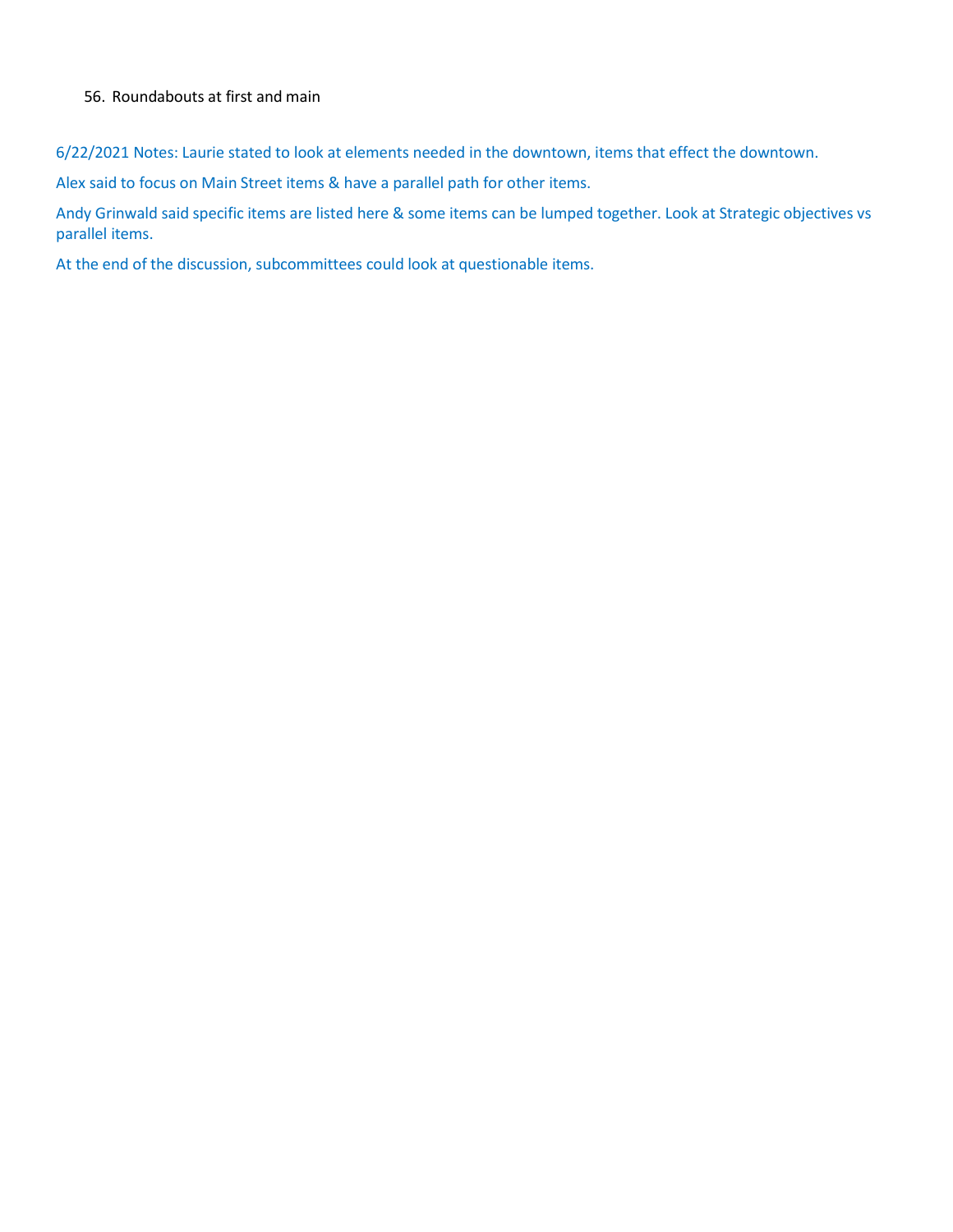56. Roundabouts at first and main

6/22/2021 Notes: Laurie stated to look at elements needed in the downtown, items that effect the downtown.

Alex said to focus on Main Street items & have a parallel path for other items.

Andy Grinwald said specific items are listed here & some items can be lumped together. Look at Strategic objectives vs parallel items.

At the end of the discussion, subcommittees could look at questionable items.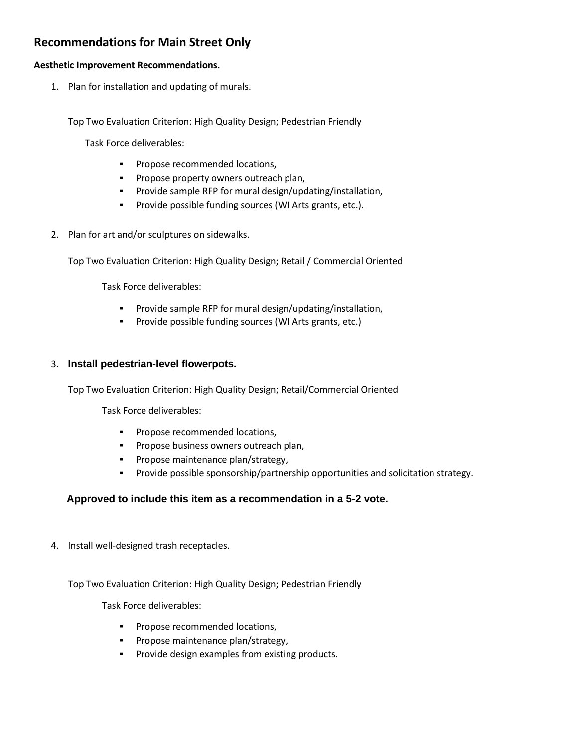## Recommendations for Main Street Only

**Aesthetic Improvement Recommendations.**

1. Plan for installation and updating of murals.

   Top Two Evaluation Criterion: High Quality Design; Pedestrian Friendly

   Task Force deliverables:

   - Propose recommended locations,
   - Propose property owners outreach plan,
   - Provide sample RFP for mural design/updating/installation,
   - Provide possible funding sources (WI Arts grants, etc.).

2. Plan for art and/or sculptures on sidewalks.

   Top Two Evaluation Criterion: High Quality Design; Retail / Commercial Oriented

   Task Force deliverables:

   - Provide sample RFP for mural design/updating/installation,
   - Provide possible funding sources (WI Arts grants, etc.)

3. **Install pedestrian-level flowerpots.**

   Top Two Evaluation Criterion: High Quality Design; Retail/Commercial Oriented

   Task Force deliverables:

   - Propose recommended locations,
   - Propose business owners outreach plan,
   - Propose maintenance plan/strategy,
   - Provide possible sponsorship/partnership opportunities and solicitation strategy.

   **Approved to include this item as a recommendation in a 5-2 vote.**

4. Install well-designed trash receptacles.

   Top Two Evaluation Criterion: High Quality Design; Pedestrian Friendly

   Task Force deliverables:

   - Propose recommended locations,
   - Propose maintenance plan/strategy,
   - Provide design examples from existing products.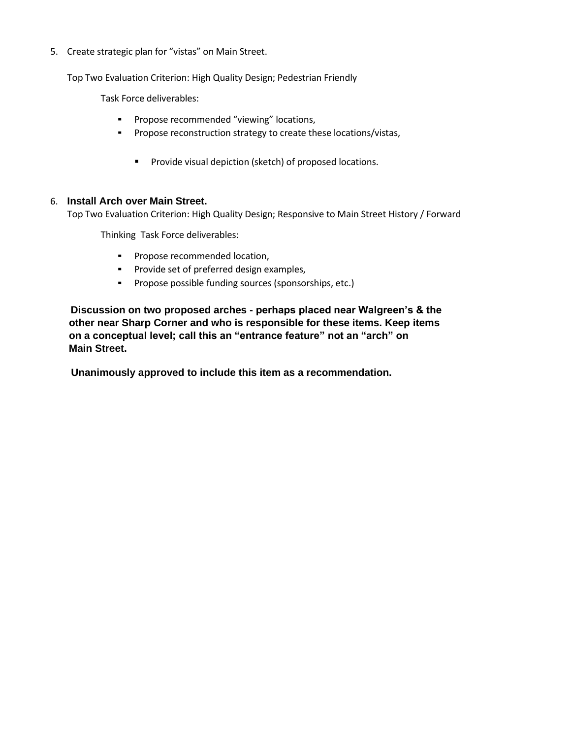5. Create strategic plan for "vistas" on Main Street.

   Top Two Evaluation Criterion: High Quality Design; Pedestrian Friendly

   Task Force deliverables:

   - Propose recommended "viewing" locations,
   - Propose reconstruction strategy to create these locations/vistas,
     - Provide visual depiction (sketch) of proposed locations.

6. **Install Arch over Main Street.**

   Top Two Evaluation Criterion: High Quality Design; Responsive to Main Street History / Forward

   Thinking Task Force deliverables:

   - Propose recommended location,
   - Provide set of preferred design examples,
   - Propose possible funding sources (sponsorships, etc.)

   **Discussion on two proposed arches - perhaps placed near Walgreen's & the other near Sharp Corner and who is responsible for these items. Keep items on a conceptual level; call this an "entrance feature" not an "arch" on Main Street.**

   **Unanimously approved to include this item as a recommendation.**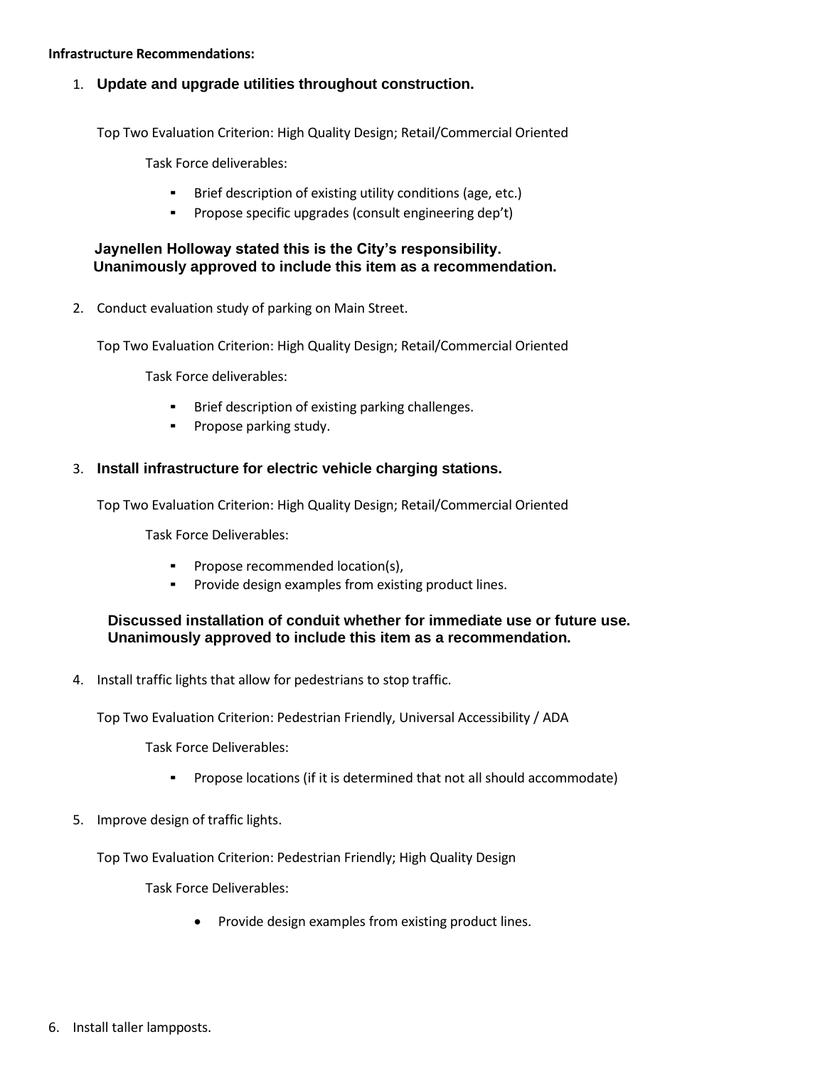**Infrastructure Recommendations:**

1. **Update and upgrade utilities throughout construction.**

   Top Two Evaluation Criterion: High Quality Design; Retail/Commercial Oriented

   Task Force deliverables:

   - Brief description of existing utility conditions (age, etc.)
   - Propose specific upgrades (consult engineering dep't)

   **Jaynellen Holloway stated this is the City's responsibility.**
   **Unanimously approved to include this item as a recommendation.**

2. Conduct evaluation study of parking on Main Street.

   Top Two Evaluation Criterion: High Quality Design; Retail/Commercial Oriented

   Task Force deliverables:

   - Brief description of existing parking challenges.
   - Propose parking study.

3. **Install infrastructure for electric vehicle charging stations.**

   Top Two Evaluation Criterion: High Quality Design; Retail/Commercial Oriented

   Task Force Deliverables:

   - Propose recommended location(s),
   - Provide design examples from existing product lines.

   **Discussed installation of conduit whether for immediate use or future use.**
   **Unanimously approved to include this item as a recommendation.**

4. Install traffic lights that allow for pedestrians to stop traffic.

   Top Two Evaluation Criterion: Pedestrian Friendly, Universal Accessibility / ADA

   Task Force Deliverables:

   - Propose locations (if it is determined that not all should accommodate)

5. Improve design of traffic lights.

   Top Two Evaluation Criterion: Pedestrian Friendly; High Quality Design

   Task Force Deliverables:

   - Provide design examples from existing product lines.

6. Install taller lampposts.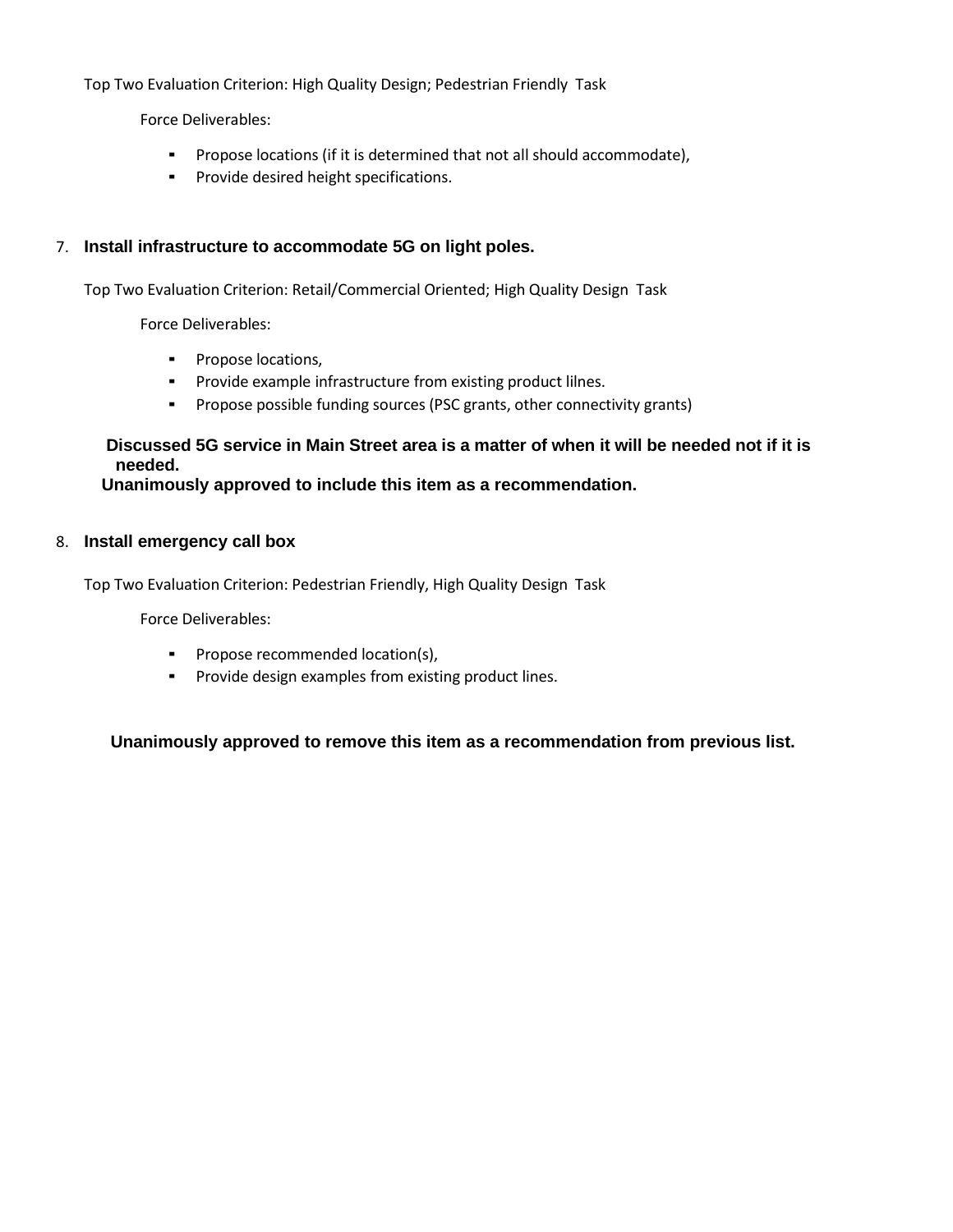Top Two Evaluation Criterion: High Quality Design; Pedestrian Friendly Task

Force Deliverables:

- Propose locations (if it is determined that not all should accommodate),
- Provide desired height specifications.

7. **Install infrastructure to accommodate 5G on light poles.**

Top Two Evaluation Criterion: Retail/Commercial Oriented; High Quality Design Task

Force Deliverables:

- Propose locations,
- Provide example infrastructure from existing product lilnes.
- Propose possible funding sources (PSC grants, other connectivity grants)

**Discussed 5G service in Main Street area is a matter of when it will be needed not if it is needed.**
**Unanimously approved to include this item as a recommendation.**

8. **Install emergency call box**

Top Two Evaluation Criterion: Pedestrian Friendly, High Quality Design Task

Force Deliverables:

- Propose recommended location(s),
- Provide design examples from existing product lines.

**Unanimously approved to remove this item as a recommendation from previous list.**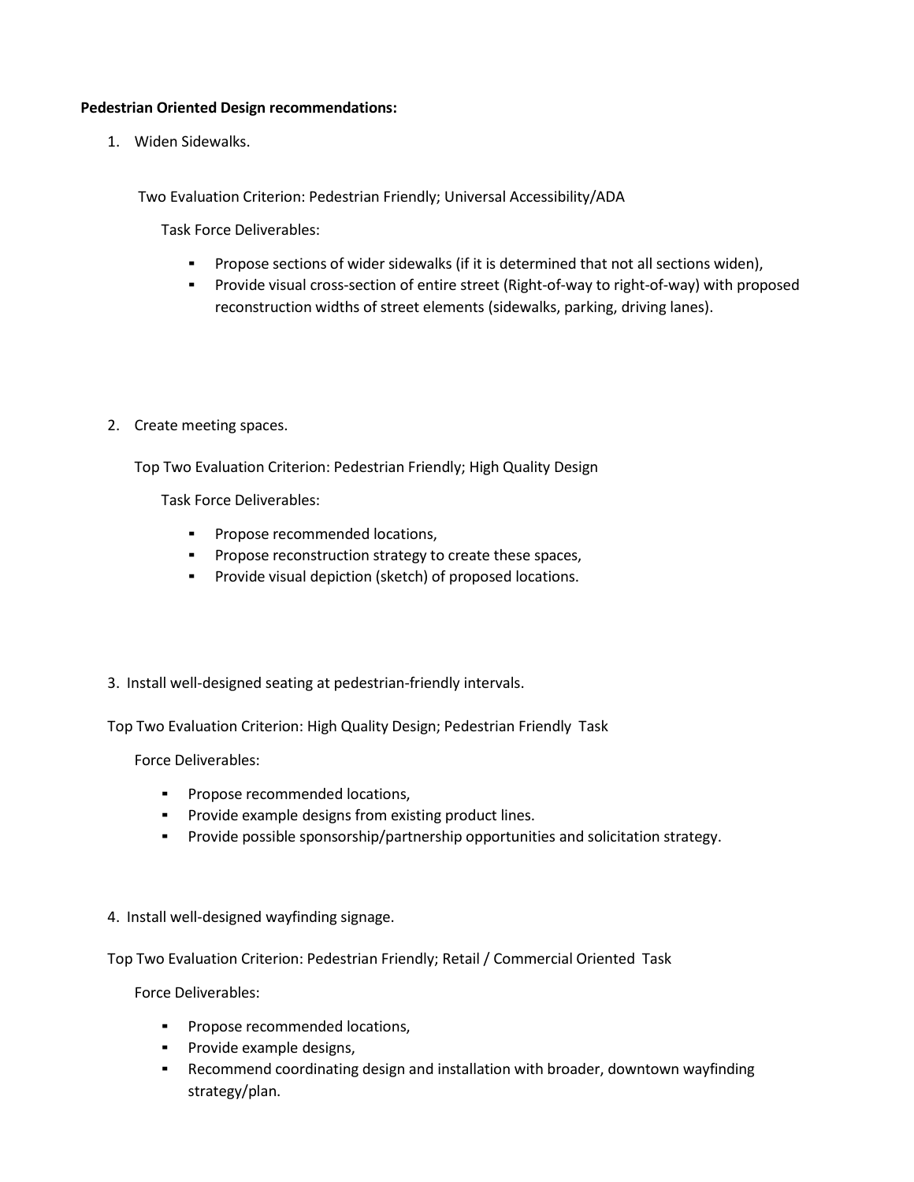**Pedestrian Oriented Design recommendations:**

1. Widen Sidewalks.

   Two Evaluation Criterion: Pedestrian Friendly; Universal Accessibility/ADA

   Task Force Deliverables:

   - Propose sections of wider sidewalks (if it is determined that not all sections widen),
   - Provide visual cross-section of entire street (Right-of-way to right-of-way) with proposed reconstruction widths of street elements (sidewalks, parking, driving lanes).

2. Create meeting spaces.

   Top Two Evaluation Criterion: Pedestrian Friendly; High Quality Design

   Task Force Deliverables:

   - Propose recommended locations,
   - Propose reconstruction strategy to create these spaces,
   - Provide visual depiction (sketch) of proposed locations.

3. Install well-designed seating at pedestrian-friendly intervals.

   Top Two Evaluation Criterion: High Quality Design; Pedestrian Friendly Task

   Force Deliverables:

   - Propose recommended locations,
   - Provide example designs from existing product lines.
   - Provide possible sponsorship/partnership opportunities and solicitation strategy.

4. Install well-designed wayfinding signage.

   Top Two Evaluation Criterion: Pedestrian Friendly; Retail / Commercial Oriented Task

   Force Deliverables:

   - Propose recommended locations,
   - Provide example designs,
   - Recommend coordinating design and installation with broader, downtown wayfinding strategy/plan.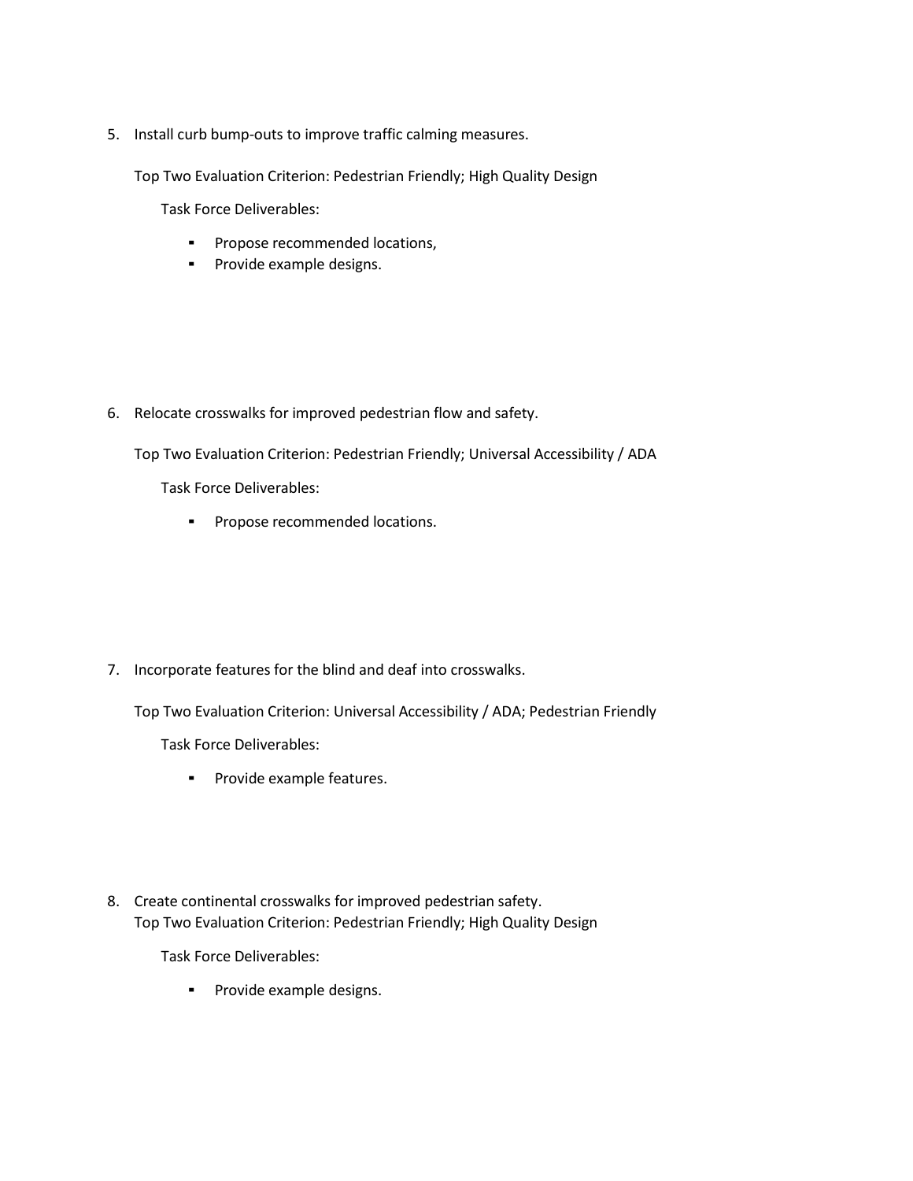5. Install curb bump-outs to improve traffic calming measures.

   Top Two Evaluation Criterion: Pedestrian Friendly; High Quality Design

   Task Force Deliverables:

   - Propose recommended locations,
   - Provide example designs.

6. Relocate crosswalks for improved pedestrian flow and safety.

   Top Two Evaluation Criterion: Pedestrian Friendly; Universal Accessibility / ADA

   Task Force Deliverables:

   - Propose recommended locations.

7. Incorporate features for the blind and deaf into crosswalks.

   Top Two Evaluation Criterion: Universal Accessibility / ADA; Pedestrian Friendly

   Task Force Deliverables:

   - Provide example features.

8. Create continental crosswalks for improved pedestrian safety.
   Top Two Evaluation Criterion: Pedestrian Friendly; High Quality Design

   Task Force Deliverables:

   - Provide example designs.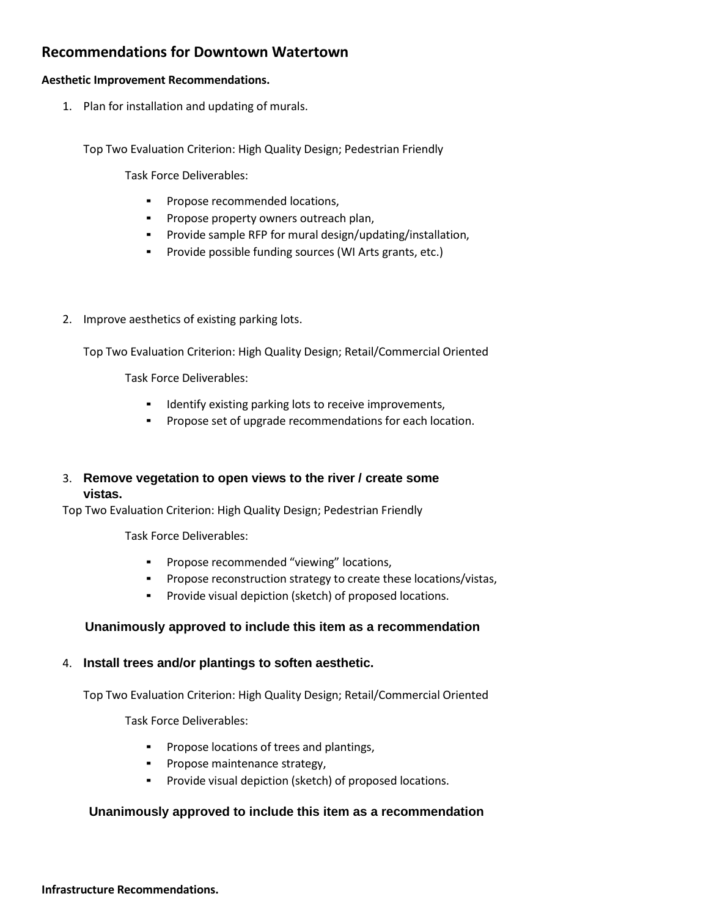## Recommendations for Downtown Watertown

**Aesthetic Improvement Recommendations.**

1. Plan for installation and updating of murals.

   Top Two Evaluation Criterion: High Quality Design; Pedestrian Friendly

   Task Force Deliverables:

   - Propose recommended locations,
   - Propose property owners outreach plan,
   - Provide sample RFP for mural design/updating/installation,
   - Provide possible funding sources (WI Arts grants, etc.)

2. Improve aesthetics of existing parking lots.

   Top Two Evaluation Criterion: High Quality Design; Retail/Commercial Oriented

   Task Force Deliverables:

   - Identify existing parking lots to receive improvements,
   - Propose set of upgrade recommendations for each location.

3. **Remove vegetation to open views to the river / create some vistas.**

   Top Two Evaluation Criterion: High Quality Design; Pedestrian Friendly

   Task Force Deliverables:

   - Propose recommended "viewing" locations,
   - Propose reconstruction strategy to create these locations/vistas,
   - Provide visual depiction (sketch) of proposed locations.

   **Unanimously approved to include this item as a recommendation**

4. **Install trees and/or plantings to soften aesthetic.**

   Top Two Evaluation Criterion: High Quality Design; Retail/Commercial Oriented

   Task Force Deliverables:

   - Propose locations of trees and plantings,
   - Propose maintenance strategy,
   - Provide visual depiction (sketch) of proposed locations.

   **Unanimously approved to include this item as a recommendation**

**Infrastructure Recommendations.**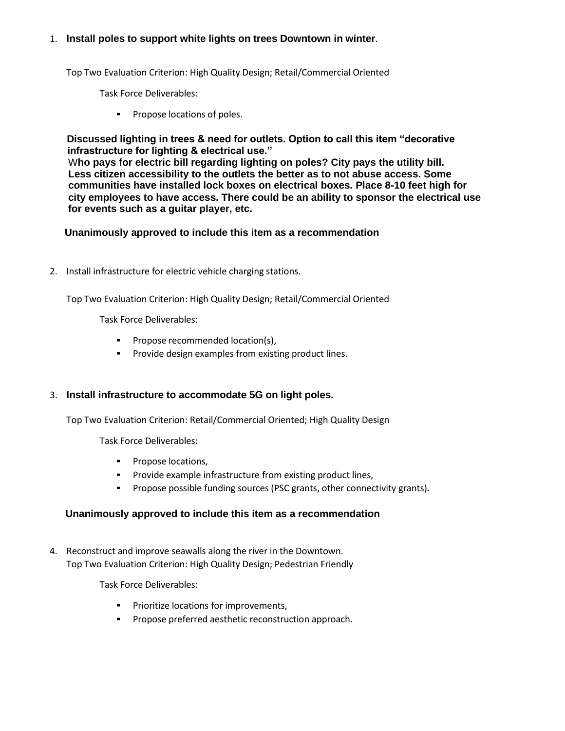1. **Install poles to support white lights on trees Downtown in winter**.

   Top Two Evaluation Criterion: High Quality Design; Retail/Commercial Oriented

   Task Force Deliverables:

   - Propose locations of poles.

   **Discussed lighting in trees & need for outlets. Option to call this item "decorative infrastructure for lighting & electrical use."**
   W**ho pays for electric bill regarding lighting on poles? City pays the utility bill. Less citizen accessibility to the outlets the better as to not abuse access. Some communities have installed lock boxes on electrical boxes. Place 8-10 feet high for city employees to have access. There could be an ability to sponsor the electrical use for events such as a guitar player, etc.**

   **Unanimously approved to include this item as a recommendation**

2. Install infrastructure for electric vehicle charging stations.

   Top Two Evaluation Criterion: High Quality Design; Retail/Commercial Oriented

   Task Force Deliverables:

   - Propose recommended location(s),
   - Provide design examples from existing product lines.

3. **Install infrastructure to accommodate 5G on light poles.**

   Top Two Evaluation Criterion: Retail/Commercial Oriented; High Quality Design

   Task Force Deliverables:

   - Propose locations,
   - Provide example infrastructure from existing product lines,
   - Propose possible funding sources (PSC grants, other connectivity grants).

   **Unanimously approved to include this item as a recommendation**

4. Reconstruct and improve seawalls along the river in the Downtown.
   Top Two Evaluation Criterion: High Quality Design; Pedestrian Friendly

   Task Force Deliverables:

   - Prioritize locations for improvements,
   - Propose preferred aesthetic reconstruction approach.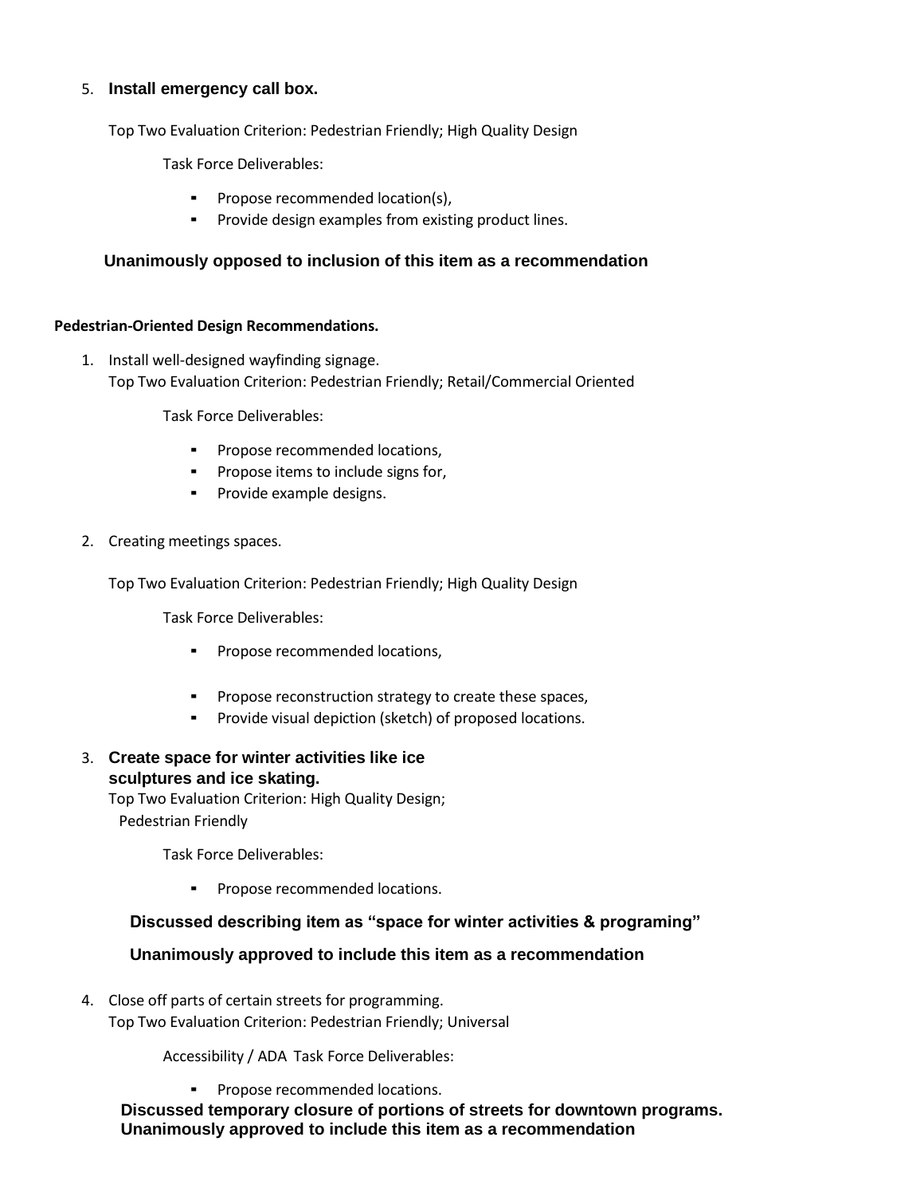5. **Install emergency call box.**

   Top Two Evaluation Criterion: Pedestrian Friendly; High Quality Design

   Task Force Deliverables:

   - Propose recommended location(s),
   - Provide design examples from existing product lines.

   **Unanimously opposed to inclusion of this item as a recommendation**

**Pedestrian-Oriented Design Recommendations.**

1. Install well-designed wayfinding signage.
   Top Two Evaluation Criterion: Pedestrian Friendly; Retail/Commercial Oriented

   Task Force Deliverables:

   - Propose recommended locations,
   - Propose items to include signs for,
   - Provide example designs.

2. Creating meetings spaces.

   Top Two Evaluation Criterion: Pedestrian Friendly; High Quality Design

   Task Force Deliverables:

   - Propose recommended locations,
   - Propose reconstruction strategy to create these spaces,
   - Provide visual depiction (sketch) of proposed locations.

3. **Create space for winter activities like ice sculptures and ice skating.**
   Top Two Evaluation Criterion: High Quality Design; Pedestrian Friendly

   Task Force Deliverables:

   - Propose recommended locations.

   **Discussed describing item as "space for winter activities & programing"**

   **Unanimously approved to include this item as a recommendation**

4. Close off parts of certain streets for programming.
   Top Two Evaluation Criterion: Pedestrian Friendly; Universal Accessibility / ADA

   Task Force Deliverables:

   - Propose recommended locations.

   **Discussed temporary closure of portions of streets for downtown programs.**
   **Unanimously approved to include this item as a recommendation**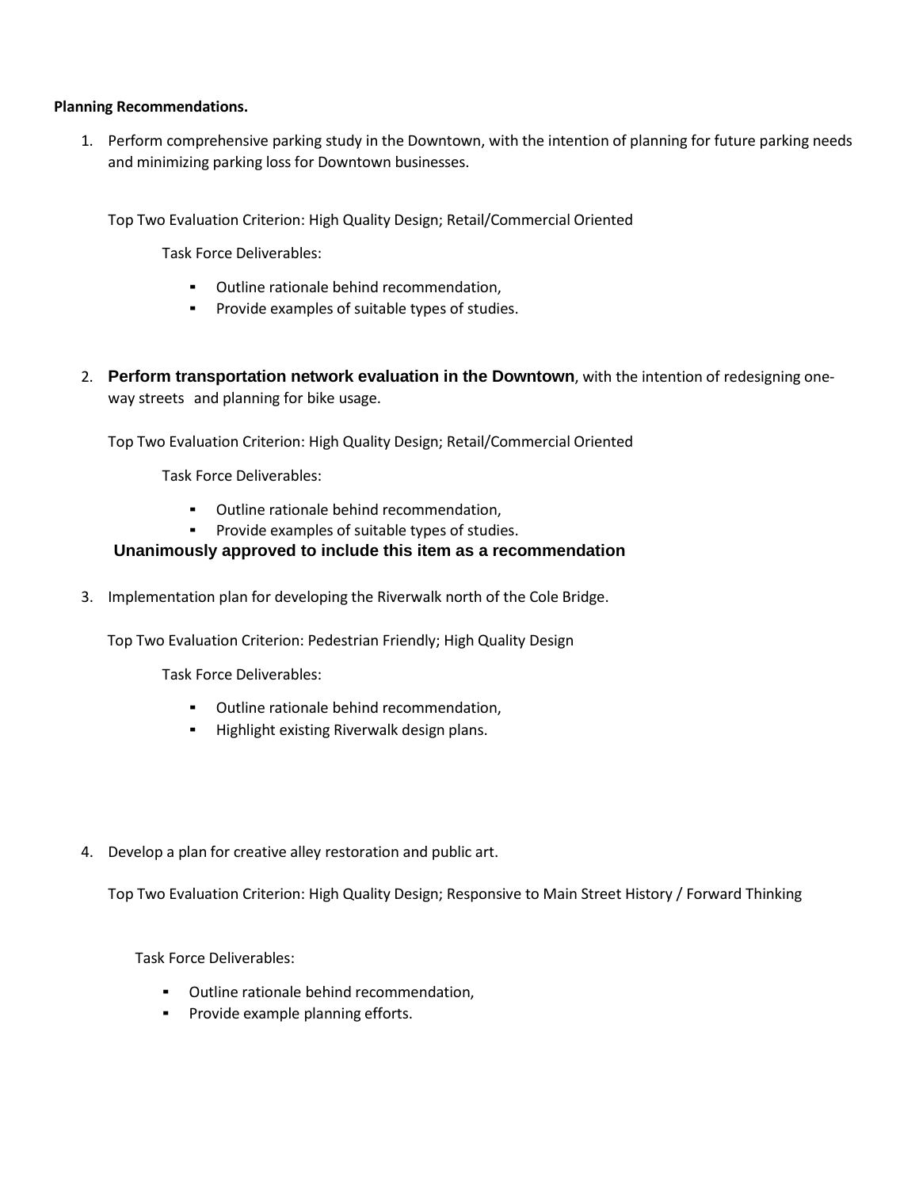**Planning Recommendations.**

1. Perform comprehensive parking study in the Downtown, with the intention of planning for future parking needs and minimizing parking loss for Downtown businesses.

   Top Two Evaluation Criterion: High Quality Design; Retail/Commercial Oriented

   Task Force Deliverables:

   - Outline rationale behind recommendation,
   - Provide examples of suitable types of studies.

2. **Perform transportation network evaluation in the Downtown**, with the intention of redesigning one-way streets and planning for bike usage.

   Top Two Evaluation Criterion: High Quality Design; Retail/Commercial Oriented

   Task Force Deliverables:

   - Outline rationale behind recommendation,
   - Provide examples of suitable types of studies.

   **Unanimously approved to include this item as a recommendation**

3. Implementation plan for developing the Riverwalk north of the Cole Bridge.

   Top Two Evaluation Criterion: Pedestrian Friendly; High Quality Design

   Task Force Deliverables:

   - Outline rationale behind recommendation,
   - Highlight existing Riverwalk design plans.

4. Develop a plan for creative alley restoration and public art.

   Top Two Evaluation Criterion: High Quality Design; Responsive to Main Street History / Forward Thinking

   Task Force Deliverables:

   - Outline rationale behind recommendation,
   - Provide example planning efforts.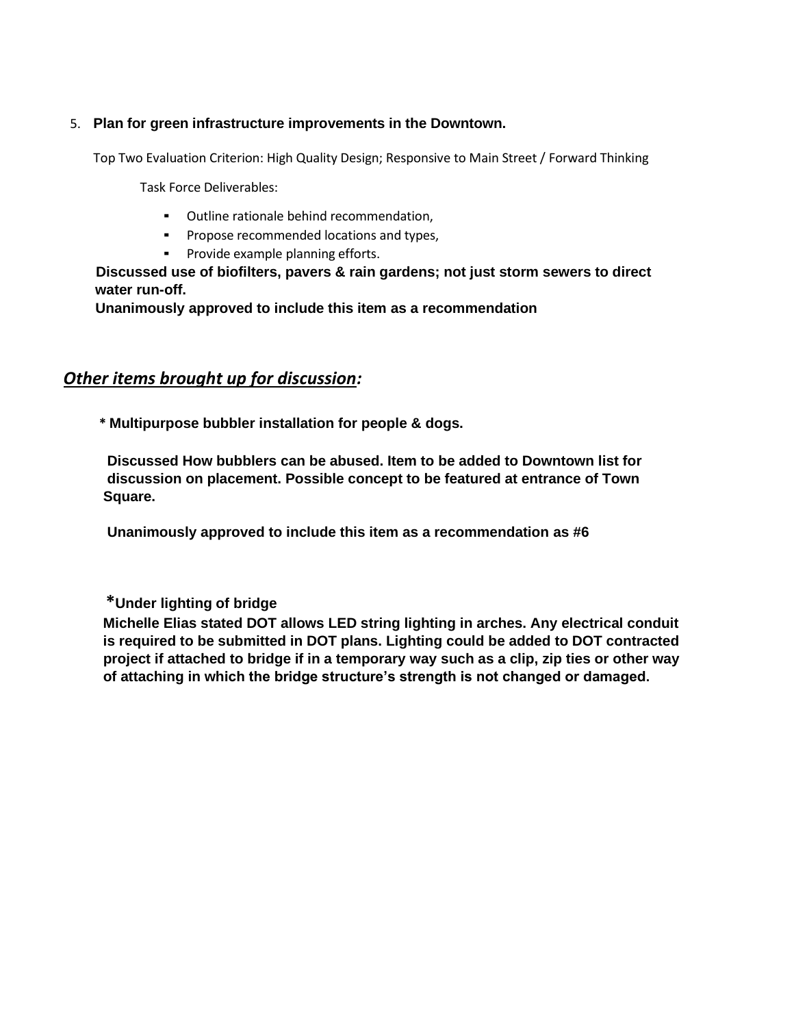5. **Plan for green infrastructure improvements in the Downtown.**

Top Two Evaluation Criterion: High Quality Design; Responsive to Main Street / Forward Thinking

Task Force Deliverables:

- Outline rationale behind recommendation,
- Propose recommended locations and types,
- Provide example planning efforts.

**Discussed use of biofilters, pavers & rain gardens; not just storm sewers to direct water run-off.**

**Unanimously approved to include this item as a recommendation**

## ***Other items brought up for discussion:***

**\* Multipurpose bubbler installation for people & dogs.**

**Discussed How bubblers can be abused. Item to be added to Downtown list for discussion on placement. Possible concept to be featured at entrance of Town Square.**

**Unanimously approved to include this item as a recommendation as #6**

**\*Under lighting of bridge**

**Michelle Elias stated DOT allows LED string lighting in arches. Any electrical conduit is required to be submitted in DOT plans. Lighting could be added to DOT contracted project if attached to bridge if in a temporary way such as a clip, zip ties or other way of attaching in which the bridge structure's strength is not changed or damaged.**